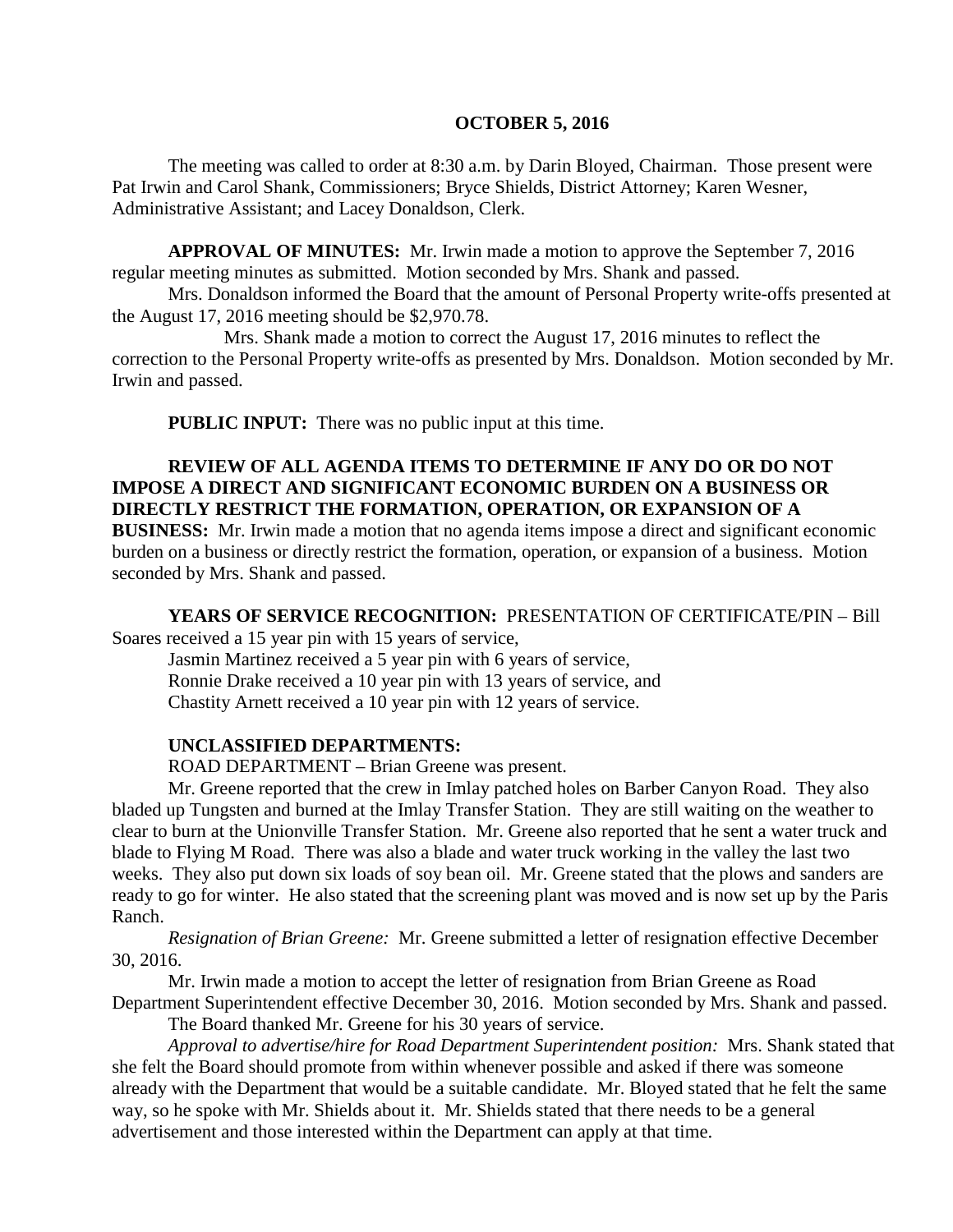# OCTOBER 5, 2016

The meeting was called to order at 8:30 a.m. by Darin Bloyed, Chairman. Those present were Pat Irwin and Carol Shank, Commissioners; Bryce Shields, District Attorney; Karen Wesner, Administrative Assistant; and Lacey Donaldson, Clerk.

**APPROVAL OF MINUTES:** Mr. Irwin made a motion to approve the September 7, 2016 regular meeting minutes as submitted. Motion seconded by Mrs. Shank and passed.

Mrs. Donaldson informed the Board that the amount of Personal Property write-offs presented at the August 17, 2016 meeting should be $2,970.78.

Mrs. Shank made a motion to correct the August 17, 2016 minutes to reflect the correction to the Personal Property write-offs as presented by Mrs. Donaldson. Motion seconded by Mr. Irwin and passed.

**PUBLIC INPUT:** There was no public input at this time.

**REVIEW OF ALL AGENDA ITEMS TO DETERMINE IF ANY DO OR DO NOT IMPOSE A DIRECT AND SIGNIFICANT ECONOMIC BURDEN ON A BUSINESS OR DIRECTLY RESTRICT THE FORMATION, OPERATION, OR EXPANSION OF A BUSINESS:** Mr. Irwin made a motion that no agenda items impose a direct and significant economic burden on a business or directly restrict the formation, operation, or expansion of a business. Motion seconded by Mrs. Shank and passed.

**YEARS OF SERVICE RECOGNITION:** PRESENTATION OF CERTIFICATE/PIN – Bill Soares received a 15 year pin with 15 years of service,

Jasmin Martinez received a 5 year pin with 6 years of service,

Ronnie Drake received a 10 year pin with 13 years of service, and

Chastity Arnett received a 10 year pin with 12 years of service.

**UNCLASSIFIED DEPARTMENTS:**

ROAD DEPARTMENT – Brian Greene was present.

Mr. Greene reported that the crew in Imlay patched holes on Barber Canyon Road. They also bladed up Tungsten and burned at the Imlay Transfer Station. They are still waiting on the weather to clear to burn at the Unionville Transfer Station. Mr. Greene also reported that he sent a water truck and blade to Flying M Road. There was also a blade and water truck working in the valley the last two weeks. They also put down six loads of soy bean oil. Mr. Greene stated that the plows and sanders are ready to go for winter. He also stated that the screening plant was moved and is now set up by the Paris Ranch.

*Resignation of Brian Greene:* Mr. Greene submitted a letter of resignation effective December 30, 2016.

Mr. Irwin made a motion to accept the letter of resignation from Brian Greene as Road Department Superintendent effective December 30, 2016. Motion seconded by Mrs. Shank and passed.

The Board thanked Mr. Greene for his 30 years of service.

*Approval to advertise/hire for Road Department Superintendent position:* Mrs. Shank stated that she felt the Board should promote from within whenever possible and asked if there was someone already with the Department that would be a suitable candidate. Mr. Bloyed stated that he felt the same way, so he spoke with Mr. Shields about it. Mr. Shields stated that there needs to be a general advertisement and those interested within the Department can apply at that time.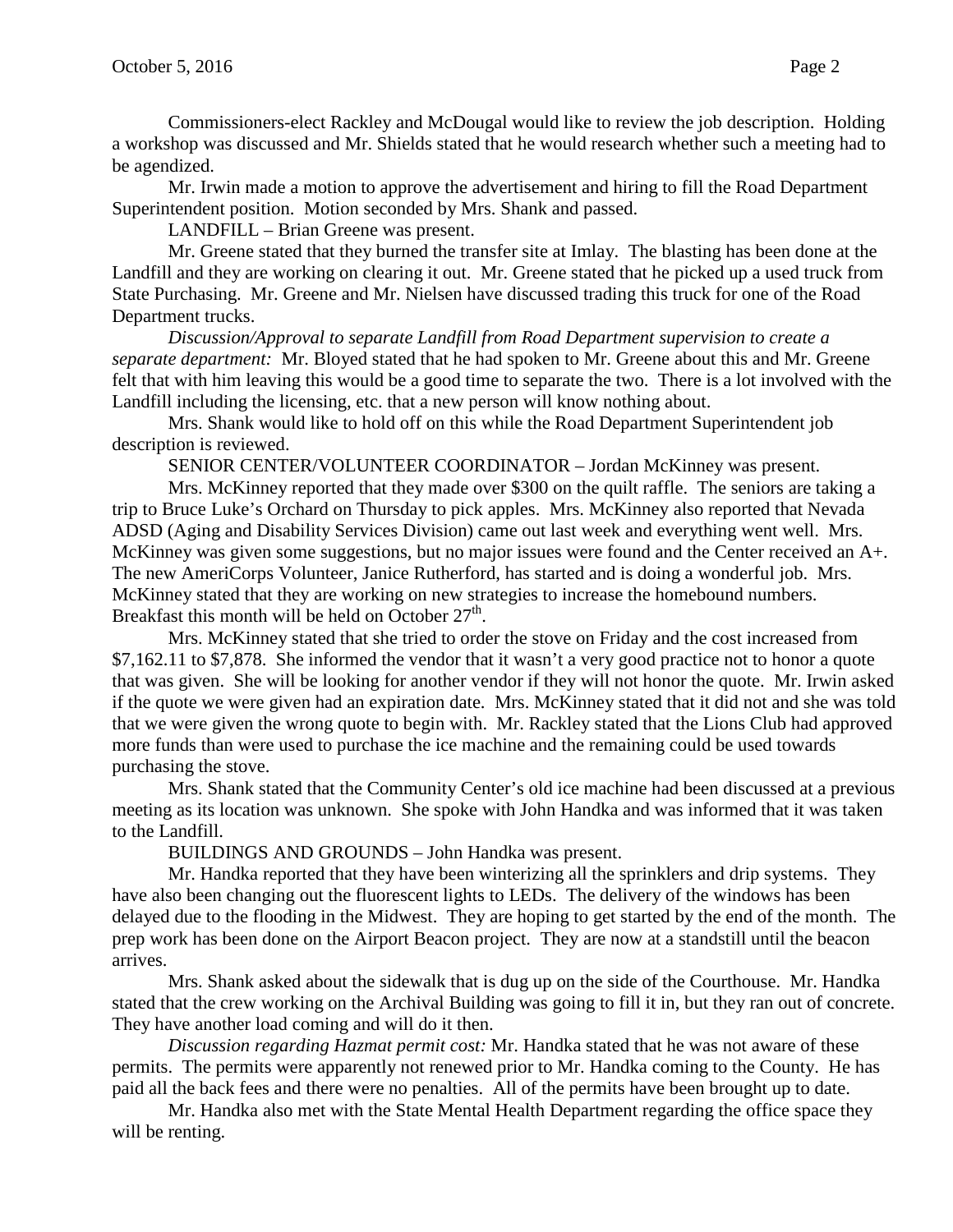Commissioners-elect Rackley and McDougal would like to review the job description. Holding a workshop was discussed and Mr. Shields stated that he would research whether such a meeting had to be agendized.

Mr. Irwin made a motion to approve the advertisement and hiring to fill the Road Department Superintendent position. Motion seconded by Mrs. Shank and passed.

LANDFILL – Brian Greene was present.

Mr. Greene stated that they burned the transfer site at Imlay. The blasting has been done at the Landfill and they are working on clearing it out. Mr. Greene stated that he picked up a used truck from State Purchasing. Mr. Greene and Mr. Nielsen have discussed trading this truck for one of the Road Department trucks.

*Discussion/Approval to separate Landfill from Road Department supervision to create a separate department:* Mr. Bloyed stated that he had spoken to Mr. Greene about this and Mr. Greene felt that with him leaving this would be a good time to separate the two. There is a lot involved with the Landfill including the licensing, etc. that a new person will know nothing about.

Mrs. Shank would like to hold off on this while the Road Department Superintendent job description is reviewed.

SENIOR CENTER/VOLUNTEER COORDINATOR – Jordan McKinney was present.

Mrs. McKinney reported that they made over $300 on the quilt raffle. The seniors are taking a trip to Bruce Luke's Orchard on Thursday to pick apples. Mrs. McKinney also reported that Nevada ADSD (Aging and Disability Services Division) came out last week and everything went well. Mrs. McKinney was given some suggestions, but no major issues were found and the Center received an A+. The new AmeriCorps Volunteer, Janice Rutherford, has started and is doing a wonderful job. Mrs. McKinney stated that they are working on new strategies to increase the homebound numbers. Breakfast this month will be held on October 27th.

Mrs. McKinney stated that she tried to order the stove on Friday and the cost increased from $7,162.11 to $7,878. She informed the vendor that it wasn't a very good practice not to honor a quote that was given. She will be looking for another vendor if they will not honor the quote. Mr. Irwin asked if the quote we were given had an expiration date. Mrs. McKinney stated that it did not and she was told that we were given the wrong quote to begin with. Mr. Rackley stated that the Lions Club had approved more funds than were used to purchase the ice machine and the remaining could be used towards purchasing the stove.

Mrs. Shank stated that the Community Center's old ice machine had been discussed at a previous meeting as its location was unknown. She spoke with John Handka and was informed that it was taken to the Landfill.

BUILDINGS AND GROUNDS – John Handka was present.

Mr. Handka reported that they have been winterizing all the sprinklers and drip systems. They have also been changing out the fluorescent lights to LEDs. The delivery of the windows has been delayed due to the flooding in the Midwest. They are hoping to get started by the end of the month. The prep work has been done on the Airport Beacon project. They are now at a standstill until the beacon arrives.

Mrs. Shank asked about the sidewalk that is dug up on the side of the Courthouse. Mr. Handka stated that the crew working on the Archival Building was going to fill it in, but they ran out of concrete. They have another load coming and will do it then.

*Discussion regarding Hazmat permit cost:* Mr. Handka stated that he was not aware of these permits. The permits were apparently not renewed prior to Mr. Handka coming to the County. He has paid all the back fees and there were no penalties. All of the permits have been brought up to date.

Mr. Handka also met with the State Mental Health Department regarding the office space they will be renting.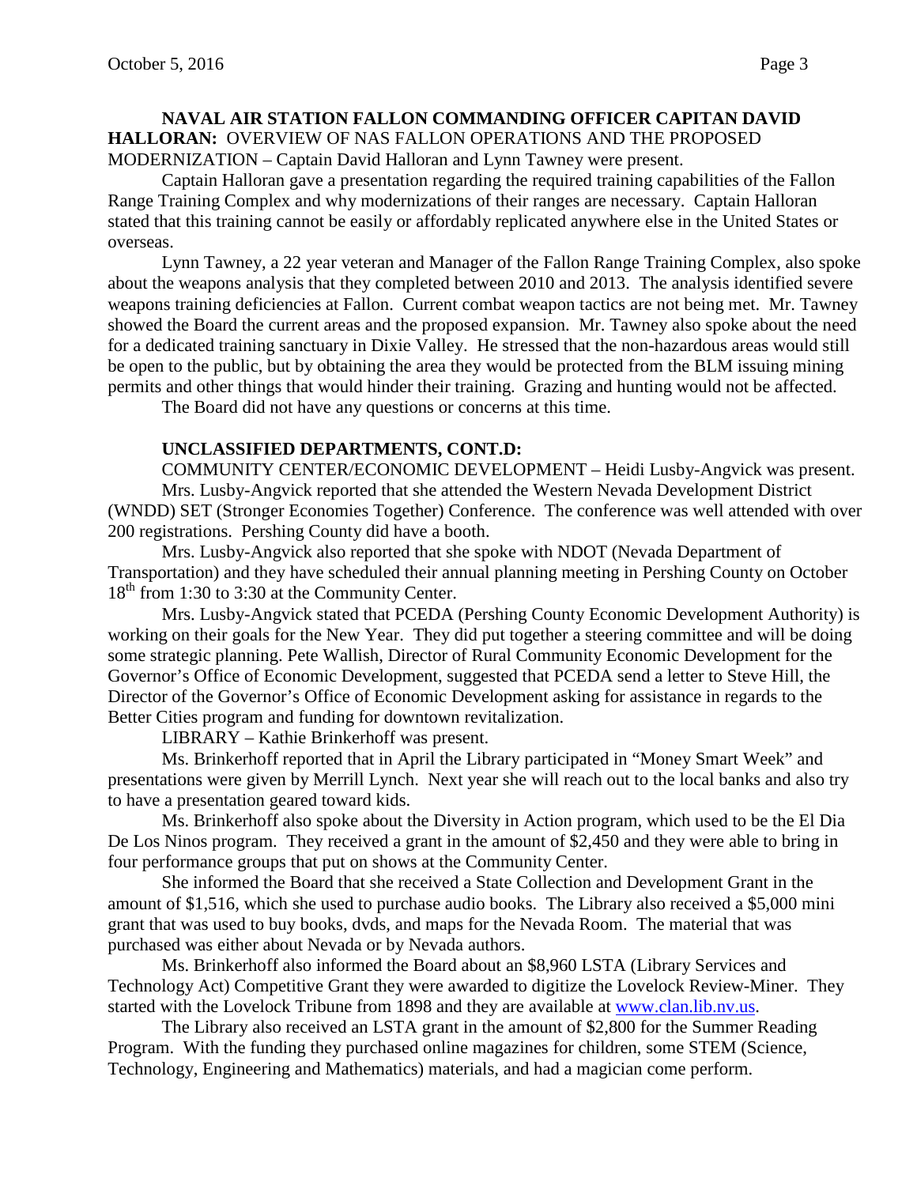**NAVAL AIR STATION FALLON COMMANDING OFFICER CAPITAN DAVID HALLORAN:** OVERVIEW OF NAS FALLON OPERATIONS AND THE PROPOSED MODERNIZATION – Captain David Halloran and Lynn Tawney were present.

Captain Halloran gave a presentation regarding the required training capabilities of the Fallon Range Training Complex and why modernizations of their ranges are necessary. Captain Halloran stated that this training cannot be easily or affordably replicated anywhere else in the United States or overseas.

Lynn Tawney, a 22 year veteran and Manager of the Fallon Range Training Complex, also spoke about the weapons analysis that they completed between 2010 and 2013. The analysis identified severe weapons training deficiencies at Fallon. Current combat weapon tactics are not being met. Mr. Tawney showed the Board the current areas and the proposed expansion. Mr. Tawney also spoke about the need for a dedicated training sanctuary in Dixie Valley. He stressed that the non-hazardous areas would still be open to the public, but by obtaining the area they would be protected from the BLM issuing mining permits and other things that would hinder their training. Grazing and hunting would not be affected.

The Board did not have any questions or concerns at this time.

**UNCLASSIFIED DEPARTMENTS, CONT.D:**

COMMUNITY CENTER/ECONOMIC DEVELOPMENT – Heidi Lusby-Angvick was present.

Mrs. Lusby-Angvick reported that she attended the Western Nevada Development District (WNDD) SET (Stronger Economies Together) Conference. The conference was well attended with over 200 registrations. Pershing County did have a booth.

Mrs. Lusby-Angvick also reported that she spoke with NDOT (Nevada Department of Transportation) and they have scheduled their annual planning meeting in Pershing County on October 18th from 1:30 to 3:30 at the Community Center.

Mrs. Lusby-Angvick stated that PCEDA (Pershing County Economic Development Authority) is working on their goals for the New Year. They did put together a steering committee and will be doing some strategic planning. Pete Wallish, Director of Rural Community Economic Development for the Governor's Office of Economic Development, suggested that PCEDA send a letter to Steve Hill, the Director of the Governor's Office of Economic Development asking for assistance in regards to the Better Cities program and funding for downtown revitalization.

LIBRARY – Kathie Brinkerhoff was present.

Ms. Brinkerhoff reported that in April the Library participated in "Money Smart Week" and presentations were given by Merrill Lynch. Next year she will reach out to the local banks and also try to have a presentation geared toward kids.

Ms. Brinkerhoff also spoke about the Diversity in Action program, which used to be the El Dia De Los Ninos program. They received a grant in the amount of $2,450 and they were able to bring in four performance groups that put on shows at the Community Center.

She informed the Board that she received a State Collection and Development Grant in the amount of $1,516, which she used to purchase audio books. The Library also received a $5,000 mini grant that was used to buy books, dvds, and maps for the Nevada Room. The material that was purchased was either about Nevada or by Nevada authors.

Ms. Brinkerhoff also informed the Board about an $8,960 LSTA (Library Services and Technology Act) Competitive Grant they were awarded to digitize the Lovelock Review-Miner. They started with the Lovelock Tribune from 1898 and they are available at www.clan.lib.nv.us.

The Library also received an LSTA grant in the amount of $2,800 for the Summer Reading Program. With the funding they purchased online magazines for children, some STEM (Science, Technology, Engineering and Mathematics) materials, and had a magician come perform.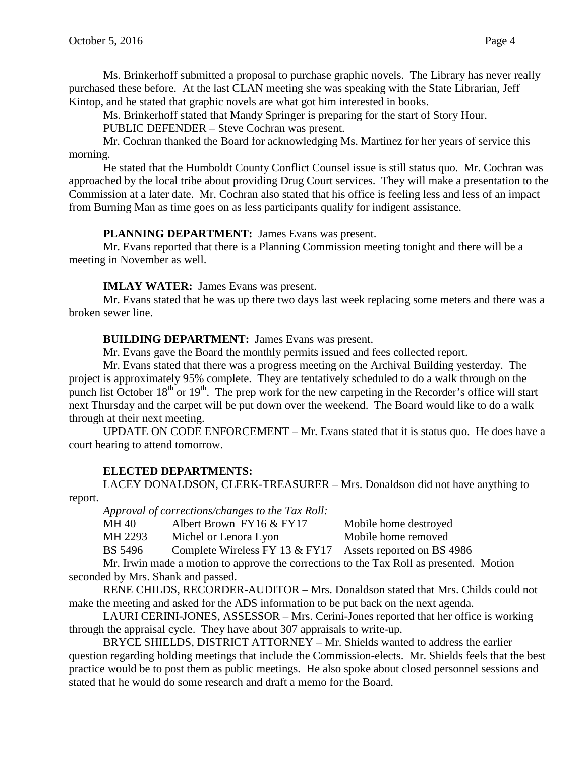Ms. Brinkerhoff submitted a proposal to purchase graphic novels. The Library has never really purchased these before. At the last CLAN meeting she was speaking with the State Librarian, Jeff Kintop, and he stated that graphic novels are what got him interested in books.

Ms. Brinkerhoff stated that Mandy Springer is preparing for the start of Story Hour.

PUBLIC DEFENDER – Steve Cochran was present.

Mr. Cochran thanked the Board for acknowledging Ms. Martinez for her years of service this morning.

He stated that the Humboldt County Conflict Counsel issue is still status quo. Mr. Cochran was approached by the local tribe about providing Drug Court services. They will make a presentation to the Commission at a later date. Mr. Cochran also stated that his office is feeling less and less of an impact from Burning Man as time goes on as less participants qualify for indigent assistance.

**PLANNING DEPARTMENT:** James Evans was present.

Mr. Evans reported that there is a Planning Commission meeting tonight and there will be a meeting in November as well.

**IMLAY WATER:** James Evans was present.

Mr. Evans stated that he was up there two days last week replacing some meters and there was a broken sewer line.

**BUILDING DEPARTMENT:** James Evans was present.

Mr. Evans gave the Board the monthly permits issued and fees collected report.

Mr. Evans stated that there was a progress meeting on the Archival Building yesterday. The project is approximately 95% complete. They are tentatively scheduled to do a walk through on the punch list October 18th or 19th. The prep work for the new carpeting in the Recorder's office will start next Thursday and the carpet will be put down over the weekend. The Board would like to do a walk through at their next meeting.

UPDATE ON CODE ENFORCEMENT – Mr. Evans stated that it is status quo. He does have a court hearing to attend tomorrow.

**ELECTED DEPARTMENTS:**

LACEY DONALDSON, CLERK-TREASURER – Mrs. Donaldson did not have anything to report.

*Approval of corrections/changes to the Tax Roll:*

| | | |
|---|---|---|
| MH 40 | Albert Brown FY16 & FY17 | Mobile home destroyed |
| MH 2293 | Michel or Lenora Lyon | Mobile home removed |
| BS 5496 | Complete Wireless FY 13 & FY17 | Assets reported on BS 4986 |

Mr. Irwin made a motion to approve the corrections to the Tax Roll as presented. Motion seconded by Mrs. Shank and passed.

RENE CHILDS, RECORDER-AUDITOR – Mrs. Donaldson stated that Mrs. Childs could not make the meeting and asked for the ADS information to be put back on the next agenda.

LAURI CERINI-JONES, ASSESSOR – Mrs. Cerini-Jones reported that her office is working through the appraisal cycle. They have about 307 appraisals to write-up.

BRYCE SHIELDS, DISTRICT ATTORNEY – Mr. Shields wanted to address the earlier question regarding holding meetings that include the Commission-elects. Mr. Shields feels that the best practice would be to post them as public meetings. He also spoke about closed personnel sessions and stated that he would do some research and draft a memo for the Board.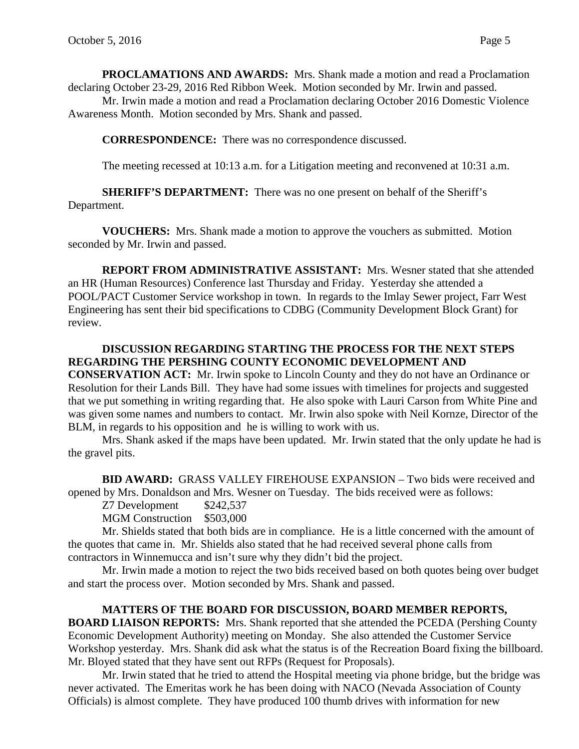**PROCLAMATIONS AND AWARDS:** Mrs. Shank made a motion and read a Proclamation declaring October 23-29, 2016 Red Ribbon Week. Motion seconded by Mr. Irwin and passed.

Mr. Irwin made a motion and read a Proclamation declaring October 2016 Domestic Violence Awareness Month. Motion seconded by Mrs. Shank and passed.

**CORRESPONDENCE:** There was no correspondence discussed.

The meeting recessed at 10:13 a.m. for a Litigation meeting and reconvened at 10:31 a.m.

**SHERIFF'S DEPARTMENT:** There was no one present on behalf of the Sheriff's Department.

**VOUCHERS:** Mrs. Shank made a motion to approve the vouchers as submitted. Motion seconded by Mr. Irwin and passed.

**REPORT FROM ADMINISTRATIVE ASSISTANT:** Mrs. Wesner stated that she attended an HR (Human Resources) Conference last Thursday and Friday. Yesterday she attended a POOL/PACT Customer Service workshop in town. In regards to the Imlay Sewer project, Farr West Engineering has sent their bid specifications to CDBG (Community Development Block Grant) for review.

**DISCUSSION REGARDING STARTING THE PROCESS FOR THE NEXT STEPS REGARDING THE PERSHING COUNTY ECONOMIC DEVELOPMENT AND CONSERVATION ACT:** Mr. Irwin spoke to Lincoln County and they do not have an Ordinance or Resolution for their Lands Bill. They have had some issues with timelines for projects and suggested that we put something in writing regarding that. He also spoke with Lauri Carson from White Pine and was given some names and numbers to contact. Mr. Irwin also spoke with Neil Kornze, Director of the BLM, in regards to his opposition and he is willing to work with us.

Mrs. Shank asked if the maps have been updated. Mr. Irwin stated that the only update he had is the gravel pits.

**BID AWARD:** GRASS VALLEY FIREHOUSE EXPANSION – Two bids were received and opened by Mrs. Donaldson and Mrs. Wesner on Tuesday. The bids received were as follows:

Z7 Development $242,537
MGM Construction $503,000

Mr. Shields stated that both bids are in compliance. He is a little concerned with the amount of the quotes that came in. Mr. Shields also stated that he had received several phone calls from contractors in Winnemucca and isn't sure why they didn't bid the project.

Mr. Irwin made a motion to reject the two bids received based on both quotes being over budget and start the process over. Motion seconded by Mrs. Shank and passed.

**MATTERS OF THE BOARD FOR DISCUSSION, BOARD MEMBER REPORTS, BOARD LIAISON REPORTS:** Mrs. Shank reported that she attended the PCEDA (Pershing County Economic Development Authority) meeting on Monday. She also attended the Customer Service Workshop yesterday. Mrs. Shank did ask what the status is of the Recreation Board fixing the billboard. Mr. Bloyed stated that they have sent out RFPs (Request for Proposals).

Mr. Irwin stated that he tried to attend the Hospital meeting via phone bridge, but the bridge was never activated. The Emeritas work he has been doing with NACO (Nevada Association of County Officials) is almost complete. They have produced 100 thumb drives with information for new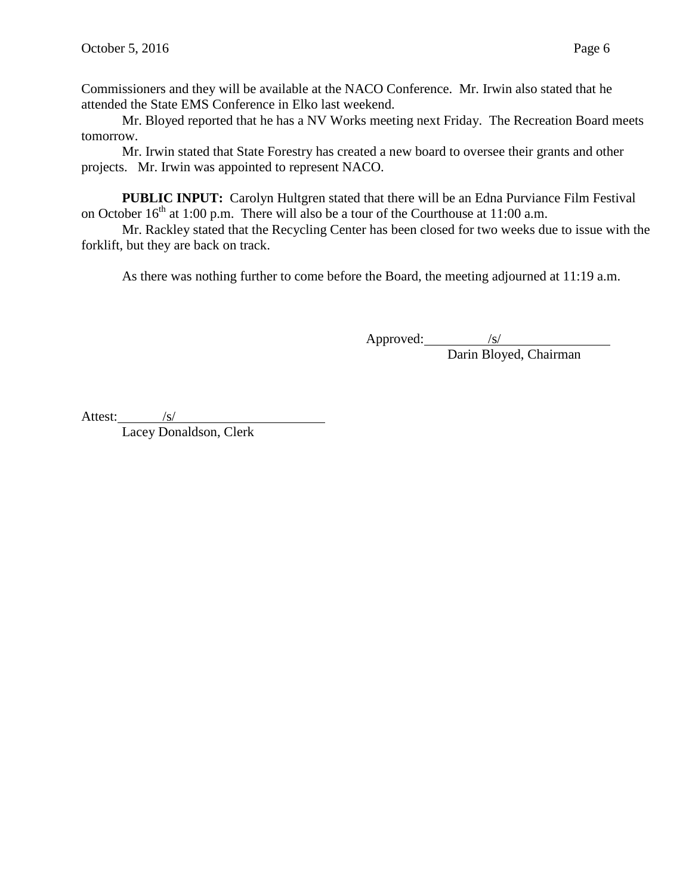Commissioners and they will be available at the NACO Conference. Mr. Irwin also stated that he attended the State EMS Conference in Elko last weekend.

Mr. Bloyed reported that he has a NV Works meeting next Friday. The Recreation Board meets tomorrow.

Mr. Irwin stated that State Forestry has created a new board to oversee their grants and other projects. Mr. Irwin was appointed to represent NACO.

**PUBLIC INPUT:** Carolyn Hultgren stated that there will be an Edna Purviance Film Festival on October 16th at 1:00 p.m. There will also be a tour of the Courthouse at 11:00 a.m.

Mr. Rackley stated that the Recycling Center has been closed for two weeks due to issue with the forklift, but they are back on track.

As there was nothing further to come before the Board, the meeting adjourned at 11:19 a.m.

Approved: /s/
Darin Bloyed, Chairman

Attest: /s/
Lacey Donaldson, Clerk